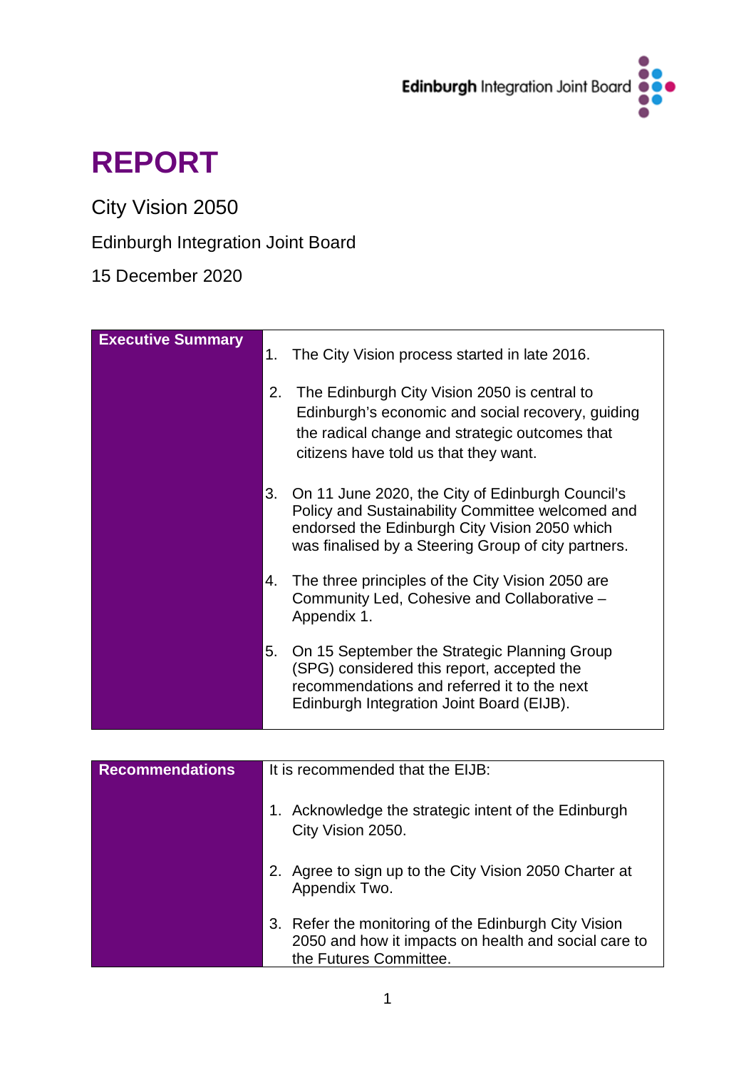# REPORT

City Vision 2050

Edinburgh Integration Joint Board

15 December 2020

| **Executive Summary** | 1. The City Vision process started in late 2016.<br><br>2. The Edinburgh City Vision 2050 is central to Edinburgh's economic and social recovery, guiding the radical change and strategic outcomes that citizens have told us that they want.<br><br>3. On 11 June 2020, the City of Edinburgh Council's Policy and Sustainability Committee welcomed and endorsed the Edinburgh City Vision 2050 which was finalised by a Steering Group of city partners.<br><br>4. The three principles of the City Vision 2050 are Community Led, Cohesive and Collaborative – Appendix 1.<br><br>5. On 15 September the Strategic Planning Group (SPG) considered this report, accepted the recommendations and referred it to the next Edinburgh Integration Joint Board (EIJB). |
|---|---|

| **Recommendations** | It is recommended that the EIJB:<br><br>1. Acknowledge the strategic intent of the Edinburgh City Vision 2050.<br><br>2. Agree to sign up to the City Vision 2050 Charter at Appendix Two.<br><br>3. Refer the monitoring of the Edinburgh City Vision 2050 and how it impacts on health and social care to the Futures Committee. |
|---|---|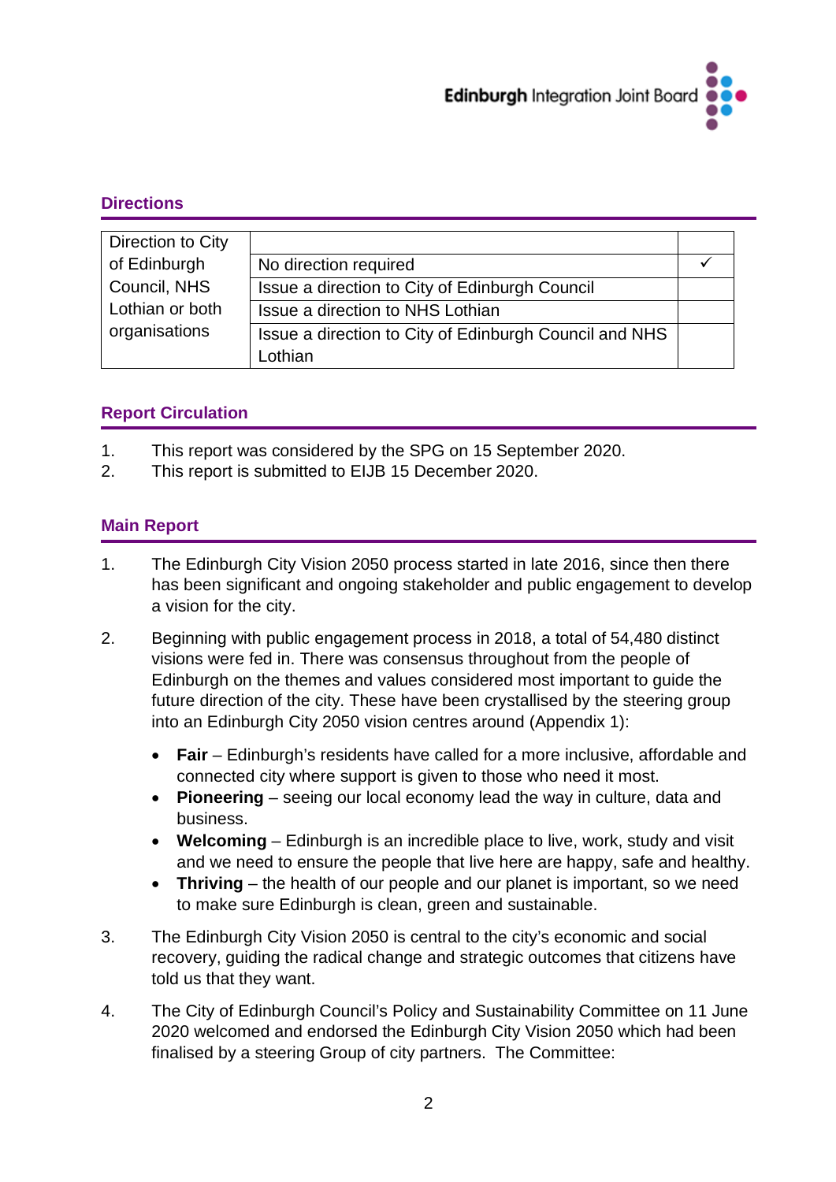## Directions

| Direction to City of Edinburgh Council, NHS Lothian or both organisations | | |
|---|---|---|
| | No direction required | ✓ |
| | Issue a direction to City of Edinburgh Council | |
| | Issue a direction to NHS Lothian | |
| | Issue a direction to City of Edinburgh Council and NHS Lothian | |

## Report Circulation

1. This report was considered by the SPG on 15 September 2020.
2. This report is submitted to EIJB 15 December 2020.

## Main Report

1. The Edinburgh City Vision 2050 process started in late 2016, since then there has been significant and ongoing stakeholder and public engagement to develop a vision for the city.

2. Beginning with public engagement process in 2018, a total of 54,480 distinct visions were fed in. There was consensus throughout from the people of Edinburgh on the themes and values considered most important to guide the future direction of the city. These have been crystallised by the steering group into an Edinburgh City 2050 vision centres around (Appendix 1):

   - **Fair** – Edinburgh's residents have called for a more inclusive, affordable and connected city where support is given to those who need it most.
   - **Pioneering** – seeing our local economy lead the way in culture, data and business.
   - **Welcoming** – Edinburgh is an incredible place to live, work, study and visit and we need to ensure the people that live here are happy, safe and healthy.
   - **Thriving** – the health of our people and our planet is important, so we need to make sure Edinburgh is clean, green and sustainable.

3. The Edinburgh City Vision 2050 is central to the city's economic and social recovery, guiding the radical change and strategic outcomes that citizens have told us that they want.

4. The City of Edinburgh Council's Policy and Sustainability Committee on 11 June 2020 welcomed and endorsed the Edinburgh City Vision 2050 which had been finalised by a steering Group of city partners. The Committee: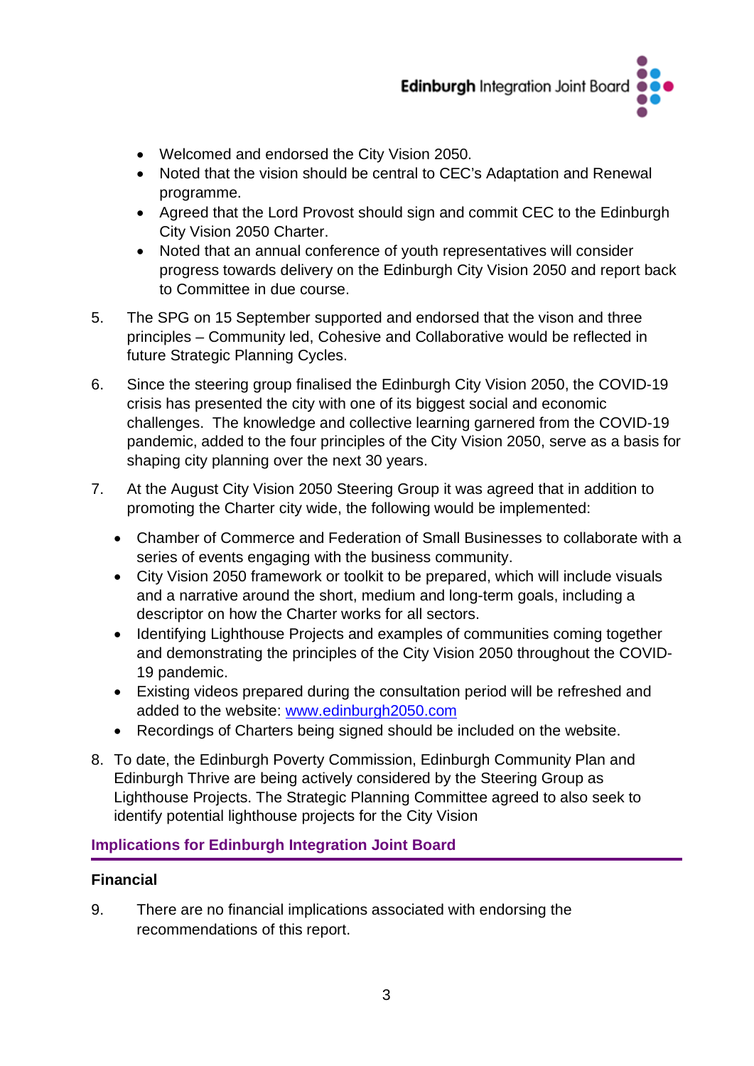- Welcomed and endorsed the City Vision 2050.
- Noted that the vision should be central to CEC's Adaptation and Renewal programme.
- Agreed that the Lord Provost should sign and commit CEC to the Edinburgh City Vision 2050 Charter.
- Noted that an annual conference of youth representatives will consider progress towards delivery on the Edinburgh City Vision 2050 and report back to Committee in due course.

5. The SPG on 15 September supported and endorsed that the vison and three principles – Community led, Cohesive and Collaborative would be reflected in future Strategic Planning Cycles.

6. Since the steering group finalised the Edinburgh City Vision 2050, the COVID-19 crisis has presented the city with one of its biggest social and economic challenges. The knowledge and collective learning garnered from the COVID-19 pandemic, added to the four principles of the City Vision 2050, serve as a basis for shaping city planning over the next 30 years.

7. At the August City Vision 2050 Steering Group it was agreed that in addition to promoting the Charter city wide, the following would be implemented:

   - Chamber of Commerce and Federation of Small Businesses to collaborate with a series of events engaging with the business community.
   - City Vision 2050 framework or toolkit to be prepared, which will include visuals and a narrative around the short, medium and long-term goals, including a descriptor on how the Charter works for all sectors.
   - Identifying Lighthouse Projects and examples of communities coming together and demonstrating the principles of the City Vision 2050 throughout the COVID-19 pandemic.
   - Existing videos prepared during the consultation period will be refreshed and added to the website: [www.edinburgh2050.com](http://www.edinburgh2050.com)
   - Recordings of Charters being signed should be included on the website.

8. To date, the Edinburgh Poverty Commission, Edinburgh Community Plan and Edinburgh Thrive are being actively considered by the Steering Group as Lighthouse Projects. The Strategic Planning Committee agreed to also seek to identify potential lighthouse projects for the City Vision

## Implications for Edinburgh Integration Joint Board

### Financial

9. There are no financial implications associated with endorsing the recommendations of this report.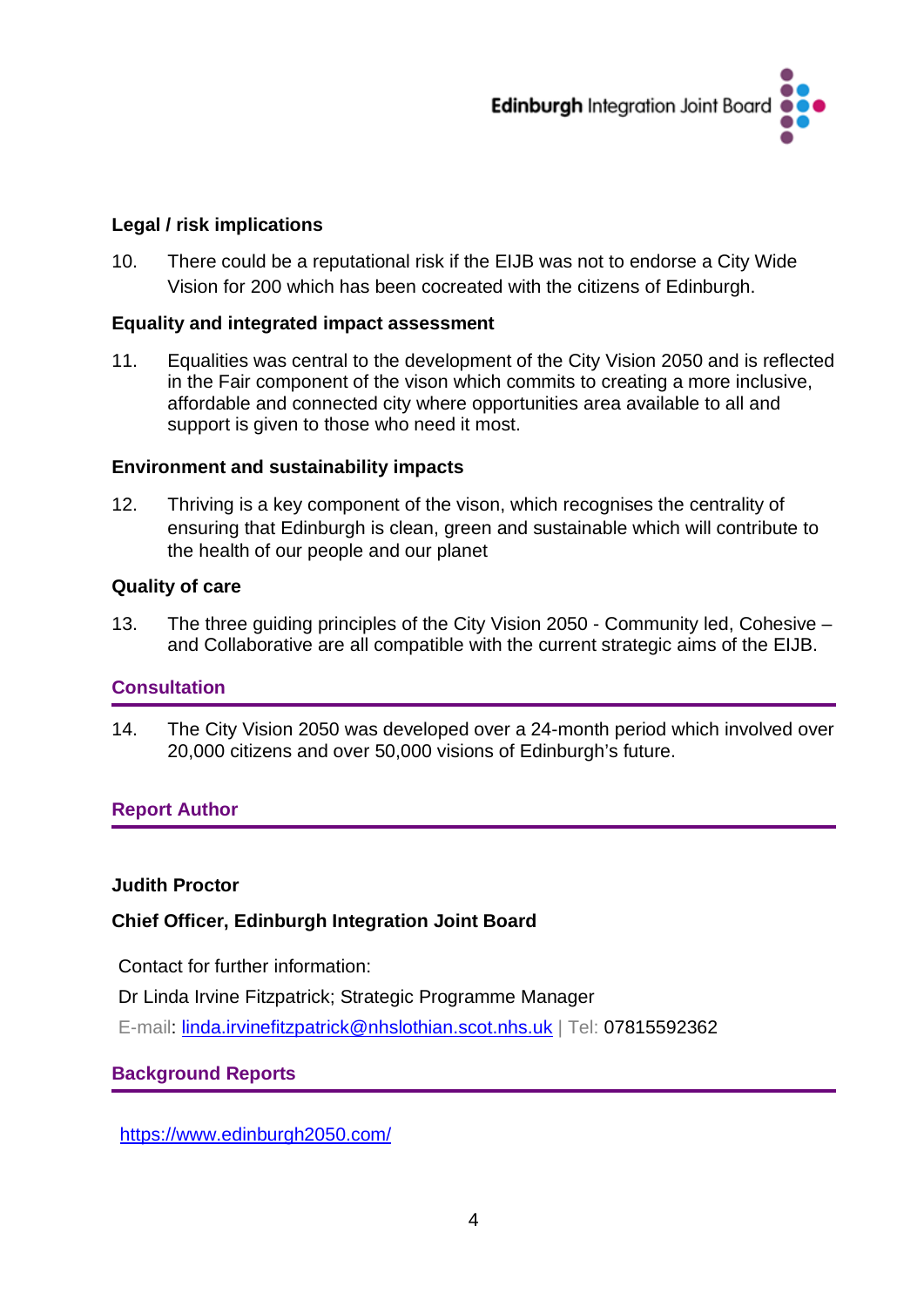### Legal / risk implications

10. There could be a reputational risk if the EIJB was not to endorse a City Wide Vision for 200 which has been cocreated with the citizens of Edinburgh.

### Equality and integrated impact assessment

11. Equalities was central to the development of the City Vision 2050 and is reflected in the Fair component of the vison which commits to creating a more inclusive, affordable and connected city where opportunities area available to all and support is given to those who need it most.

### Environment and sustainability impacts

12. Thriving is a key component of the vison, which recognises the centrality of ensuring that Edinburgh is clean, green and sustainable which will contribute to the health of our people and our planet

### Quality of care

13. The three guiding principles of the City Vision 2050 - Community led, Cohesive – and Collaborative are all compatible with the current strategic aims of the EIJB.

## Consultation

14. The City Vision 2050 was developed over a 24-month period which involved over 20,000 citizens and over 50,000 visions of Edinburgh's future.

## Report Author

**Judith Proctor**

**Chief Officer, Edinburgh Integration Joint Board**

Contact for further information:

Dr Linda Irvine Fitzpatrick; Strategic Programme Manager

E-mail: linda.irvinefitzpatrick@nhslothian.scot.nhs.uk | Tel: 07815592362

## Background Reports

https://www.edinburgh2050.com/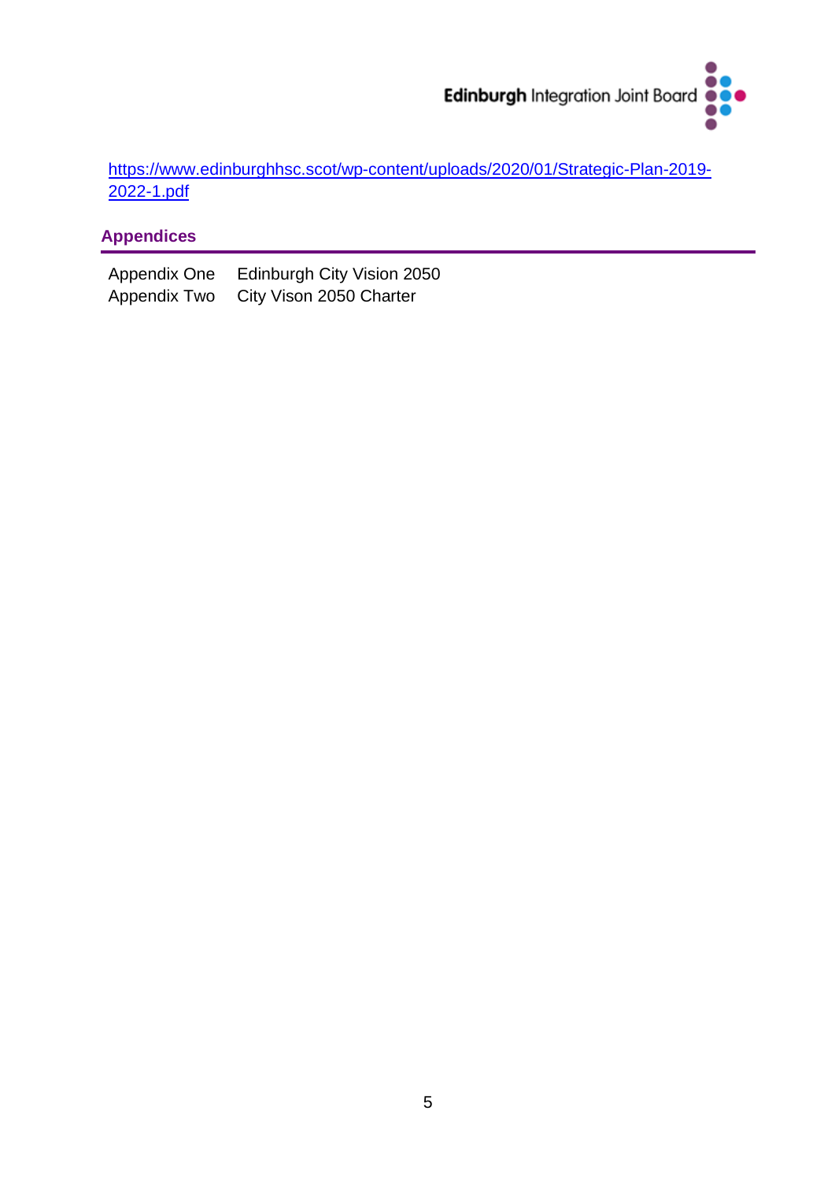https://www.edinburghhsc.scot/wp-content/uploads/2020/01/Strategic-Plan-2019-2022-1.pdf

## Appendices

Appendix One  Edinburgh City Vision 2050
Appendix Two  City Vison 2050 Charter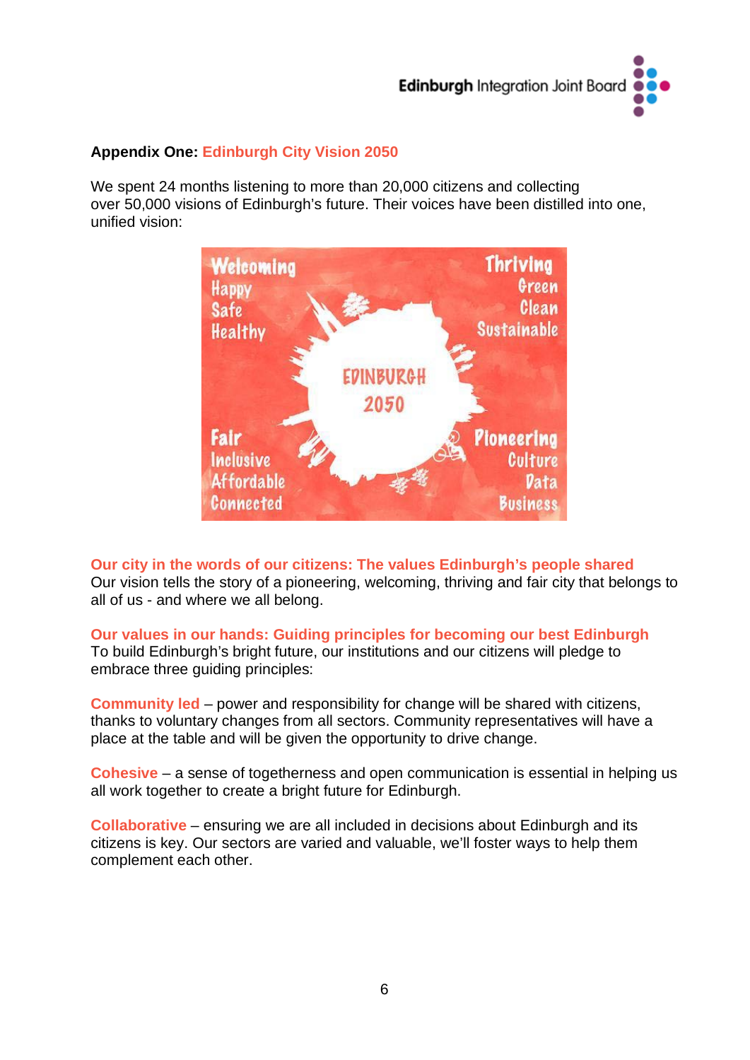## Appendix One: Edinburgh City Vision 2050

We spent 24 months listening to more than 20,000 citizens and collecting over 50,000 visions of Edinburgh's future. Their voices have been distilled into one, unified vision:

Welcoming
Happy
Safe
Healthy

Thriving
Green
Clean
Sustainable

EDINBURGH 2050

Fair
Inclusive
Affordable
Connected

Pioneering
Culture
Data
Business

### Our city in the words of our citizens: The values Edinburgh's people shared

Our vision tells the story of a pioneering, welcoming, thriving and fair city that belongs to all of us - and where we all belong.

### Our values in our hands: Guiding principles for becoming our best Edinburgh

To build Edinburgh's bright future, our institutions and our citizens will pledge to embrace three guiding principles:

**Community led** – power and responsibility for change will be shared with citizens, thanks to voluntary changes from all sectors. Community representatives will have a place at the table and will be given the opportunity to drive change.

**Cohesive** – a sense of togetherness and open communication is essential in helping us all work together to create a bright future for Edinburgh.

**Collaborative** – ensuring we are all included in decisions about Edinburgh and its citizens is key. Our sectors are varied and valuable, we'll foster ways to help them complement each other.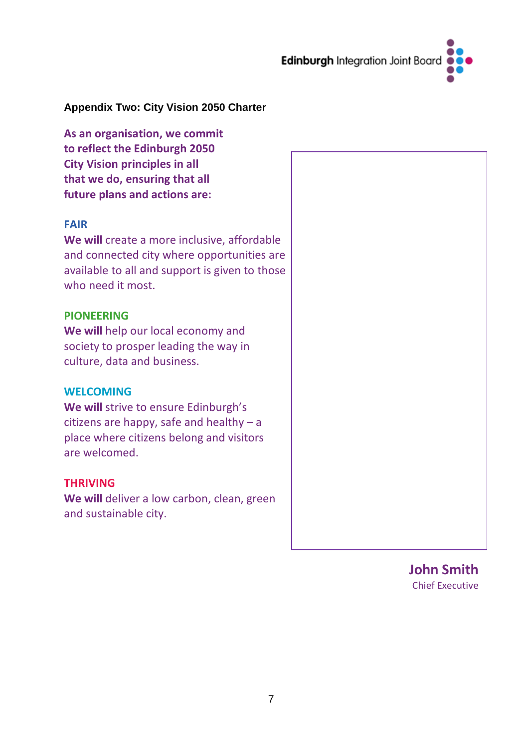## Appendix Two: City Vision 2050 Charter

**As an organisation, we commit to reflect the Edinburgh 2050 City Vision principles in all that we do, ensuring that all future plans and actions are:**

**FAIR**

**We will** create a more inclusive, affordable and connected city where opportunities are available to all and support is given to those who need it most.

**PIONEERING**

**We will** help our local economy and society to prosper leading the way in culture, data and business.

**WELCOMING**

**We will** strive to ensure Edinburgh's citizens are happy, safe and healthy – a place where citizens belong and visitors are welcomed.

**THRIVING**

**We will** deliver a low carbon, clean, green and sustainable city.

**John Smith**
Chief Executive